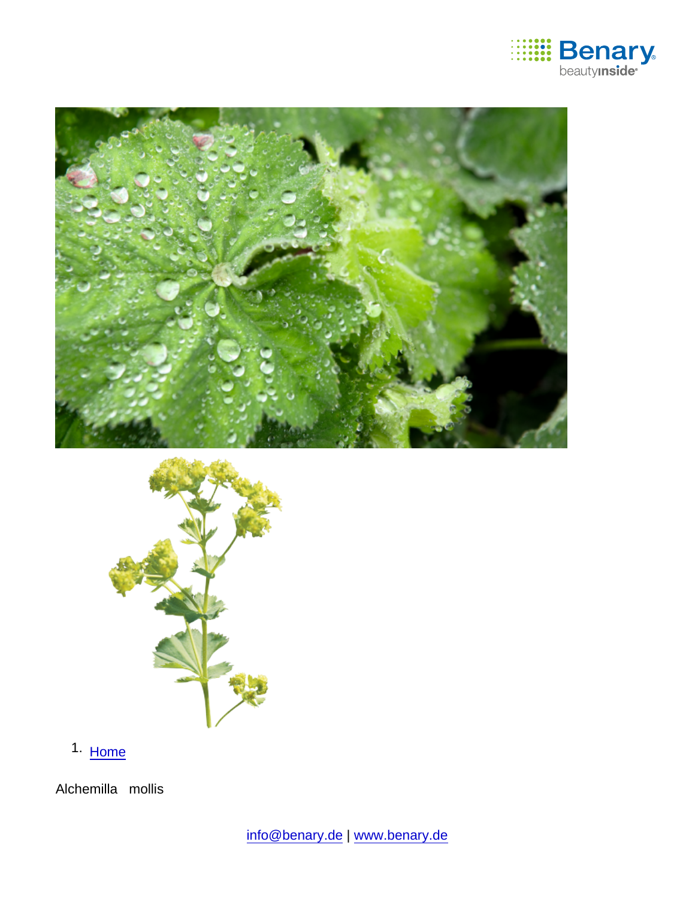1. Home

Alchemilla mollis

info@benary.de | www.benary.de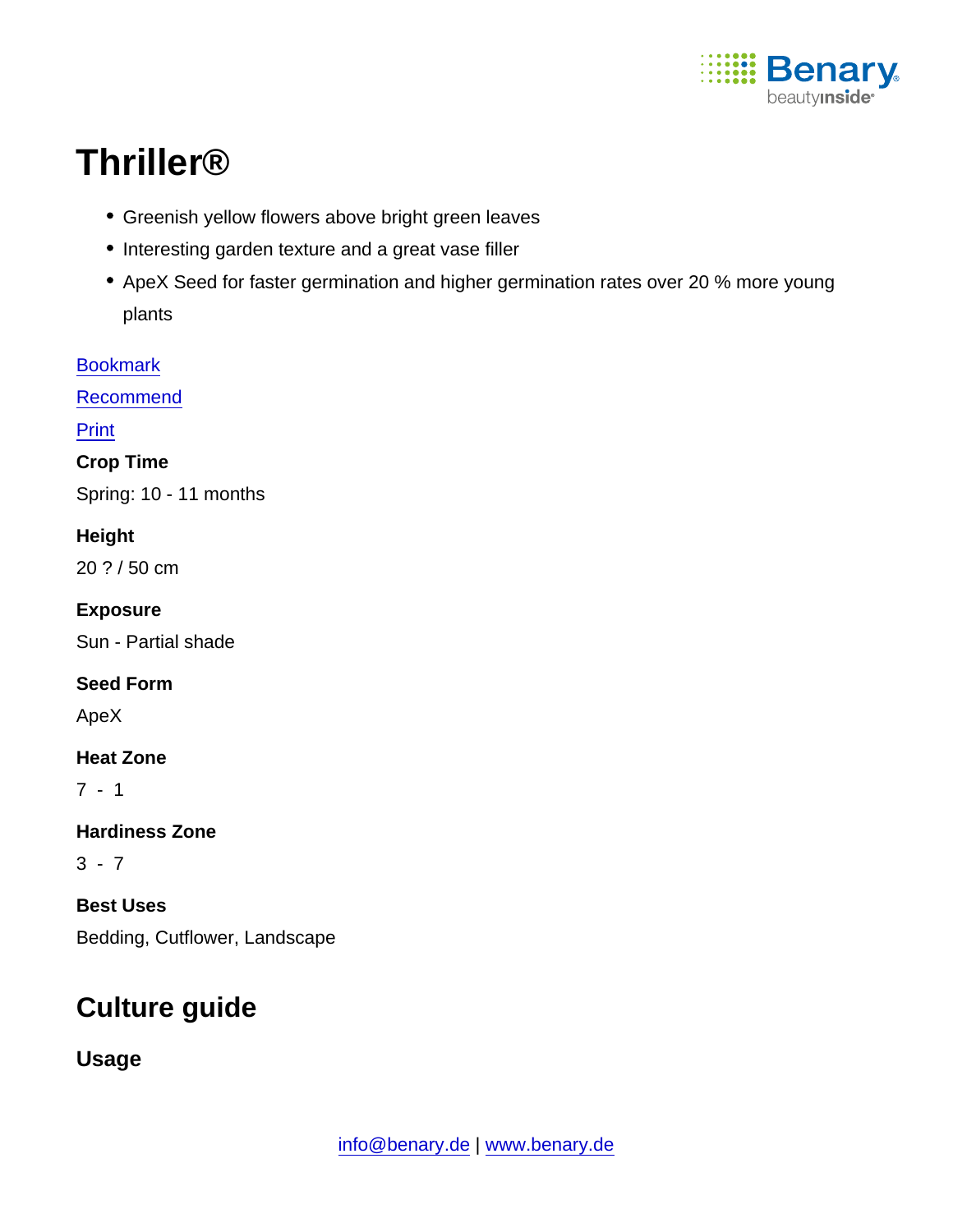# Thriller®

- Greenish yellow flowers above bright green leaves
- Interesting garden texture and a great vase filler
- ApeX Seed for faster germination and higher germination rates over 20 % more young plants

Bookmark

Recommend

Print

**Crop Time**

Spring: 10 - 11 months

**Height**

20 ? / 50 cm

**Exposure**

Sun - Partial shade

**Seed Form**

ApeX

**Heat Zone**

7 - 1

**Hardiness Zone**

3 - 7

**Best Uses**

Bedding, Cutflower, Landscape

## Culture guide

### Usage

info@benary.de | www.benary.de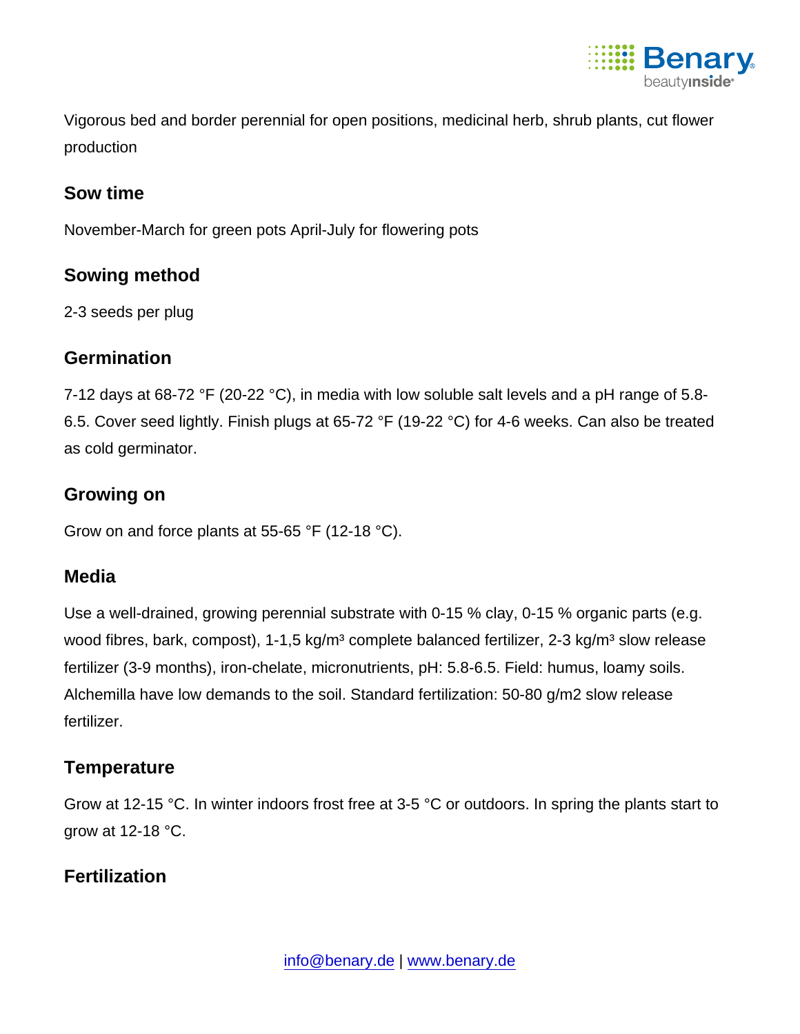Vigorous bed and border perennial for open positions, medicinal herb, shrub plants, cut flower production

## Sow time

November-March for green pots April-July for flowering pots

## Sowing method

2-3 seeds per plug

## Germination

7-12 days at 68-72 °F (20-22 °C), in media with low soluble salt levels and a pH range of 5.8-6.5. Cover seed lightly. Finish plugs at 65-72 °F (19-22 °C) for 4-6 weeks. Can also be treated as cold germinator.

## Growing on

Grow on and force plants at 55-65 °F (12-18 °C).

## Media

Use a well-drained, growing perennial substrate with 0-15 % clay, 0-15 % organic parts (e.g. wood fibres, bark, compost), 1-1,5 kg/m³ complete balanced fertilizer, 2-3 kg/m³ slow release fertilizer (3-9 months), iron-chelate, micronutrients, pH: 5.8-6.5. Field: humus, loamy soils. Alchemilla have low demands to the soil. Standard fertilization: 50-80 g/m2 slow release fertilizer.

## Temperature

Grow at 12-15 °C. In winter indoors frost free at 3-5 °C or outdoors. In spring the plants start to grow at 12-18 °C.

## Fertilization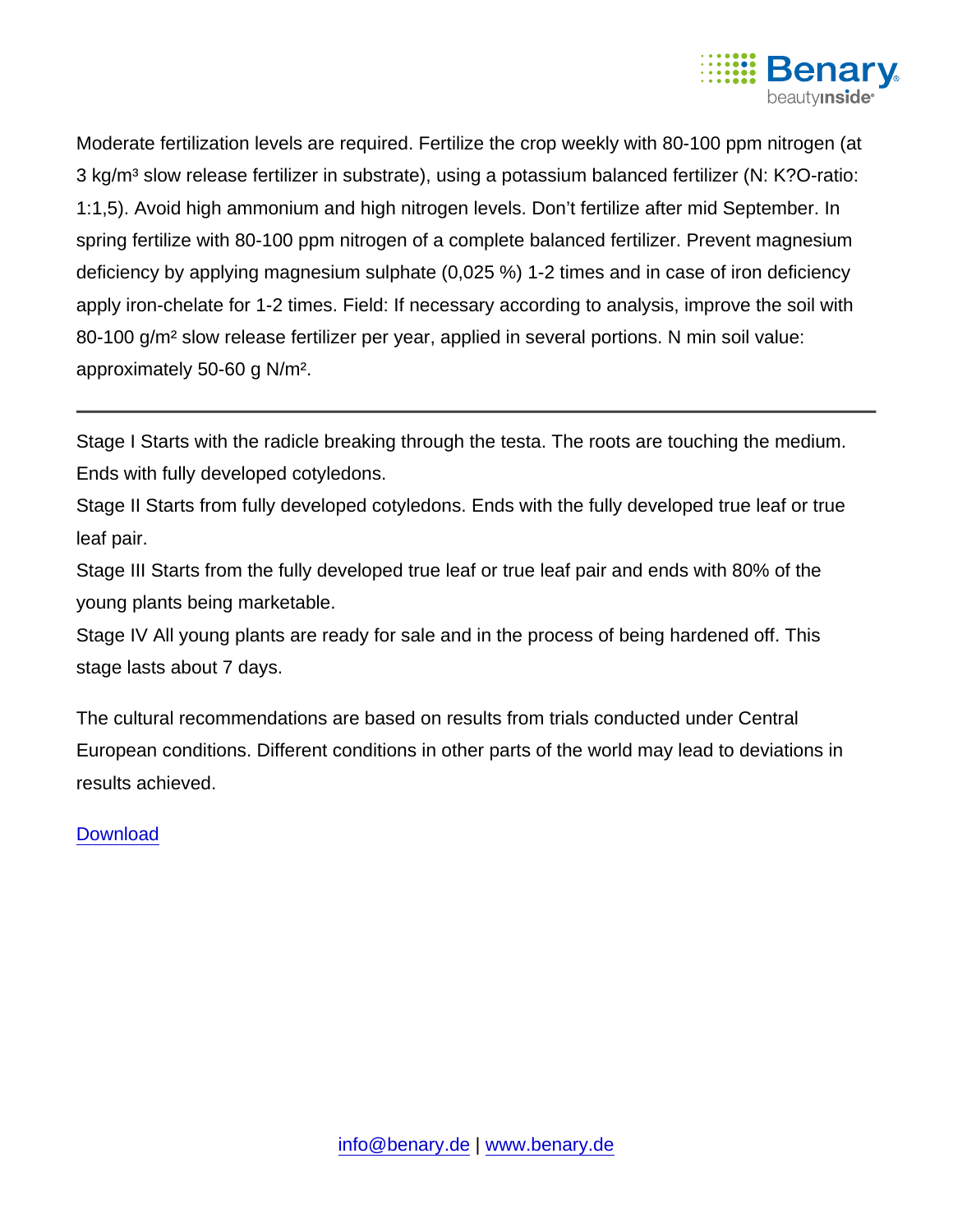Moderate fertilization levels are required. Fertilize the crop weekly with 80-100 ppm nitrogen (at 3 kg/m³ slow release fertilizer in substrate), using a potassium balanced fertilizer (N: K?O-ratio: 1:1,5). Avoid high ammonium and high nitrogen levels. Don't fertilize after mid September. In spring fertilize with 80-100 ppm nitrogen of a complete balanced fertilizer. Prevent magnesium deficiency by applying magnesium sulphate (0,025 %) 1-2 times and in case of iron deficiency apply iron-chelate for 1-2 times. Field: If necessary according to analysis, improve the soil with 80-100 g/m² slow release fertilizer per year, applied in several portions. N min soil value: approximately 50-60 g N/m².

---

Stage I Starts with the radicle breaking through the testa. The roots are touching the medium. Ends with fully developed cotyledons.

Stage II Starts from fully developed cotyledons. Ends with the fully developed true leaf or true leaf pair.

Stage III Starts from the fully developed true leaf or true leaf pair and ends with 80% of the young plants being marketable.

Stage IV All young plants are ready for sale and in the process of being hardened off. This stage lasts about 7 days.

The cultural recommendations are based on results from trials conducted under Central European conditions. Different conditions in other parts of the world may lead to deviations in results achieved.

Download